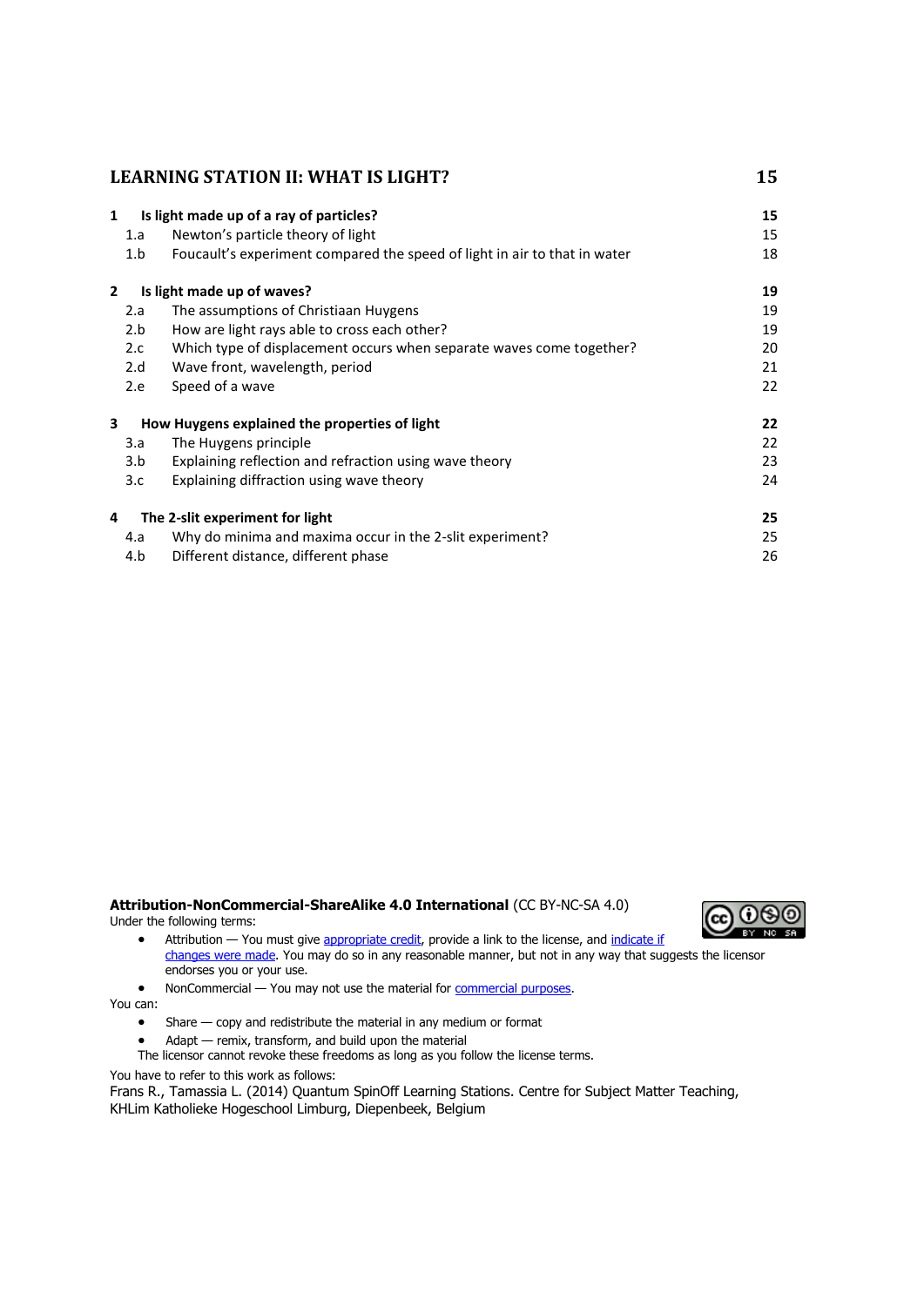# LEARNING STATION II: WHAT IS LIGHT? 15

| | | |
|---|---|---|
| **1** | **Is light made up of a ray of particles?** | **15** |
| 1.a | Newton's particle theory of light | 15 |
| 1.b | Foucault's experiment compared the speed of light in air to that in water | 18 |
| **2** | **Is light made up of waves?** | **19** |
| 2.a | The assumptions of Christiaan Huygens | 19 |
| 2.b | How are light rays able to cross each other? | 19 |
| 2.c | Which type of displacement occurs when separate waves come together? | 20 |
| 2.d | Wave front, wavelength, period | 21 |
| 2.e | Speed of a wave | 22 |
| **3** | **How Huygens explained the properties of light** | **22** |
| 3.a | The Huygens principle | 22 |
| 3.b | Explaining reflection and refraction using wave theory | 23 |
| 3.c | Explaining diffraction using wave theory | 24 |
| **4** | **The 2-slit experiment for light** | **25** |
| 4.a | Why do minima and maxima occur in the 2-slit experiment? | 25 |
| 4.b | Different distance, different phase | 26 |

**Attribution-NonCommercial-ShareAlike 4.0 International** (CC BY-NC-SA 4.0)

Under the following terms:

- Attribution — You must give appropriate credit, provide a link to the license, and indicate if changes were made. You may do so in any reasonable manner, but not in any way that suggests the licensor endorses you or your use.
- NonCommercial — You may not use the material for commercial purposes.

You can:

- Share — copy and redistribute the material in any medium or format
- Adapt — remix, transform, and build upon the material

The licensor cannot revoke these freedoms as long as you follow the license terms.

You have to refer to this work as follows:

Frans R., Tamassia L. (2014) Quantum SpinOff Learning Stations. Centre for Subject Matter Teaching, KHLim Katholieke Hogeschool Limburg, Diepenbeek, Belgium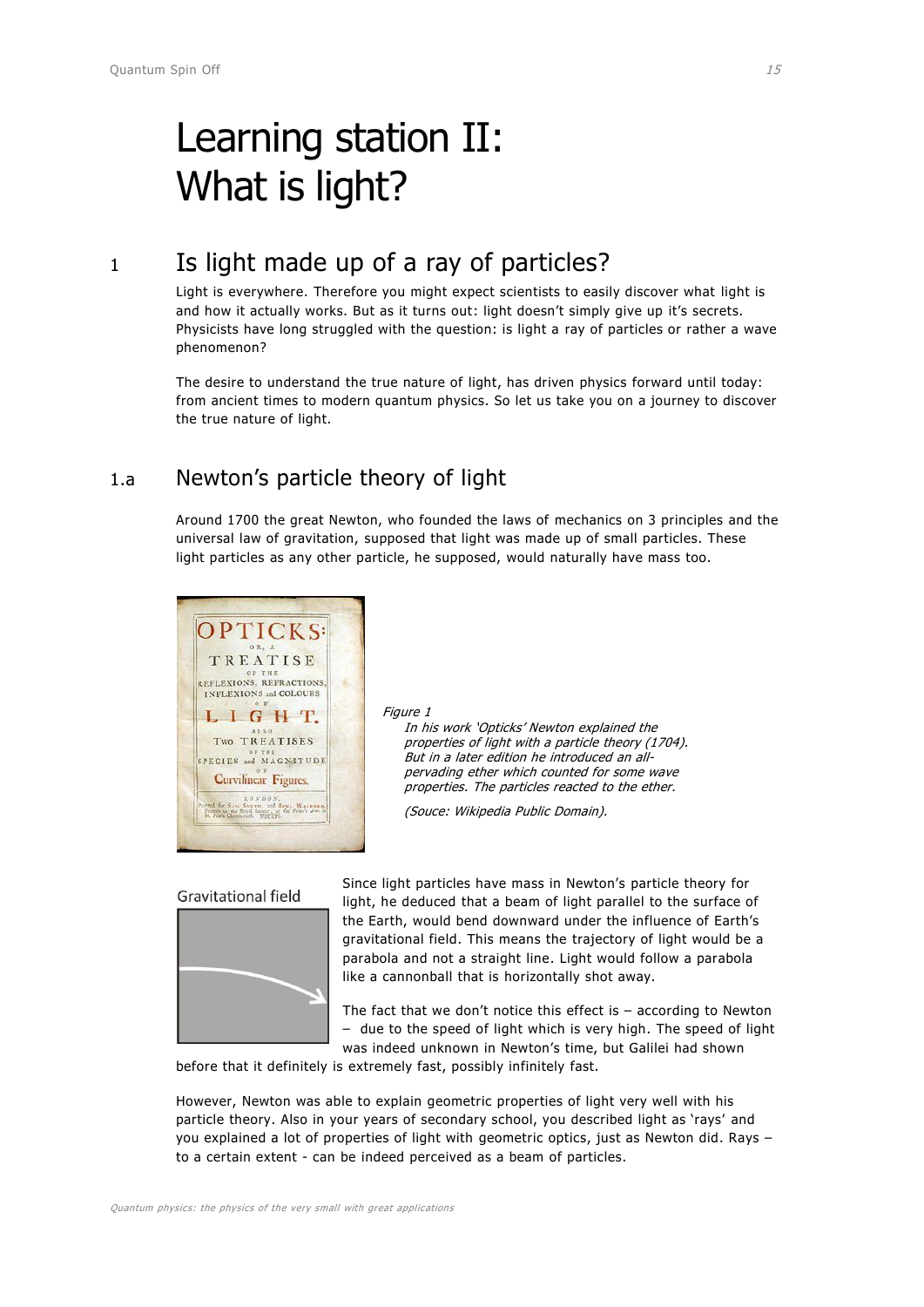# Learning station II: What is light?

## 1 Is light made up of a ray of particles?

Light is everywhere. Therefore you might expect scientists to easily discover what light is and how it actually works. But as it turns out: light doesn't simply give up it's secrets. Physicists have long struggled with the question: is light a ray of particles or rather a wave phenomenon?

The desire to understand the true nature of light, has driven physics forward until today: from ancient times to modern quantum physics. So let us take you on a journey to discover the true nature of light.

### 1.a Newton's particle theory of light

Around 1700 the great Newton, who founded the laws of mechanics on 3 principles and the universal law of gravitation, supposed that light was made up of small particles. These light particles as any other particle, he supposed, would naturally have mass too.

*Figure 1*
*In his work 'Opticks' Newton explained the properties of light with a particle theory (1704). But in a later edition he introduced an all-pervading ether which counted for some wave properties. The particles reacted to the ether.*

*(Souce: Wikipedia Public Domain).*

Gravitational field

Since light particles have mass in Newton's particle theory for light, he deduced that a beam of light parallel to the surface of the Earth, would bend downward under the influence of Earth's gravitational field. This means the trajectory of light would be a parabola and not a straight line. Light would follow a parabola like a cannonball that is horizontally shot away.

The fact that we don't notice this effect is – according to Newton – due to the speed of light which is very high. The speed of light was indeed unknown in Newton's time, but Galilei had shown before that it definitely is extremely fast, possibly infinitely fast.

However, Newton was able to explain geometric properties of light very well with his particle theory. Also in your years of secondary school, you described light as 'rays' and you explained a lot of properties of light with geometric optics, just as Newton did. Rays – to a certain extent - can be indeed perceived as a beam of particles.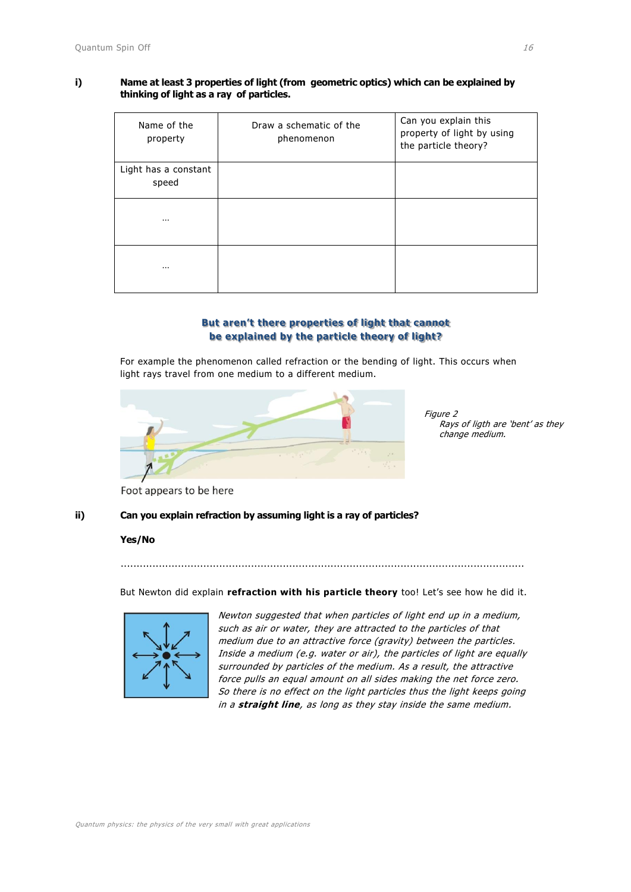**i)** **Name at least 3 properties of light (from geometric optics) which can be explained by thinking of light as a ray of particles.**

| Name of the property | Draw a schematic of the phenomenon | Can you explain this property of light by using the particle theory? |
|---|---|---|
| Light has a constant speed | | |
| … | | |
| … | | |

## But aren't there properties of light that cannot be explained by the particle theory of light?

For example the phenomenon called refraction or the bending of light. This occurs when light rays travel from one medium to a different medium.

Foot appears to be here

*Figure 2*
*Rays of ligth are 'bent' as they change medium.*

**ii)** **Can you explain refraction by assuming light is a ray of particles?**

**Yes/No**

………………………………………………………………………………………………………………………

But Newton did explain **refraction with his particle theory** too! Let's see how he did it.

*Newton suggested that when particles of light end up in a medium, such as air or water, they are attracted to the particles of that medium due to an attractive force (gravity) between the particles. Inside a medium (e.g. water or air), the particles of light are equally surrounded by particles of the medium. As a result, the attractive force pulls an equal amount on all sides making the net force zero. So there is no effect on the light particles thus the light keeps going in a* ***straight line****, as long as they stay inside the same medium.*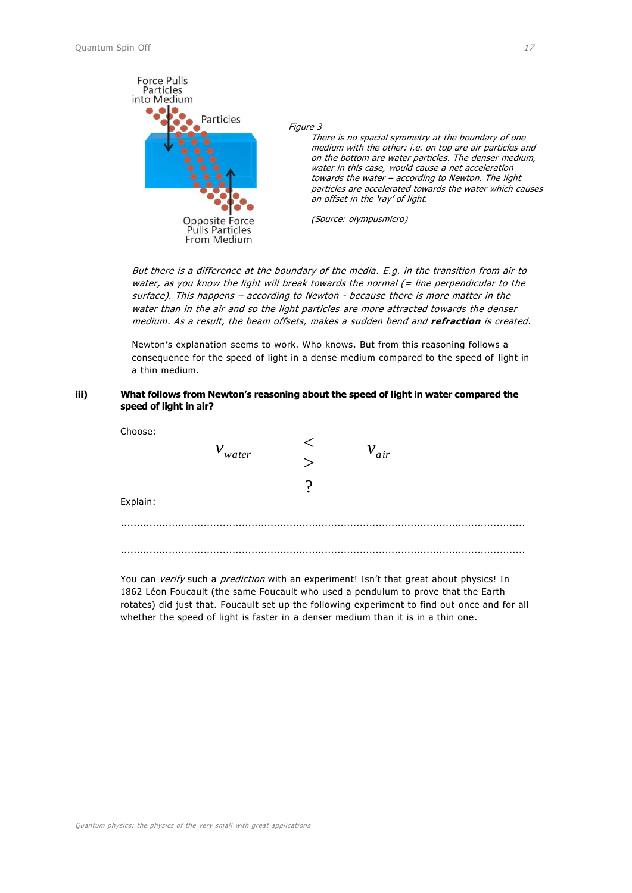Force Pulls Particles into Medium

Particles

Opposite Force Pulls Particles From Medium

*Figure 3*

*There is no spacial symmetry at the boundary of one medium with the other: i.e. on top are air particles and on the bottom are water particles. The denser medium, water in this case, would cause a net acceleration towards the water – according to Newton. The light particles are accelerated towards the water which causes an offset in the 'ray' of light.*

*(Source: olympusmicro)*

*But there is a difference at the boundary of the media. E.g. in the transition from air to water, as you know the light will break towards the normal (= line perpendicular to the surface). This happens – according to Newton - because there is more matter in the water than in the air and so the light particles are more attracted towards the denser medium. As a result, the beam offsets, makes a sudden bend and* ***refraction*** *is created.*

Newton's explanation seems to work. Who knows. But from this reasoning follows a consequence for the speed of light in a dense medium compared to the speed of light in a thin medium.

**iii) What follows from Newton's reasoning about the speed of light in water compared the speed of light in air?**

Choose:

$$v_{water} \quad < \quad > \quad ? \quad v_{air}$$

Explain:

.............................................................................................................................

.............................................................................................................................

You can *verify* such a *prediction* with an experiment! Isn't that great about physics! In 1862 Léon Foucault (the same Foucault who used a pendulum to prove that the Earth rotates) did just that. Foucault set up the following experiment to find out once and for all whether the speed of light is faster in a denser medium than it is in a thin one.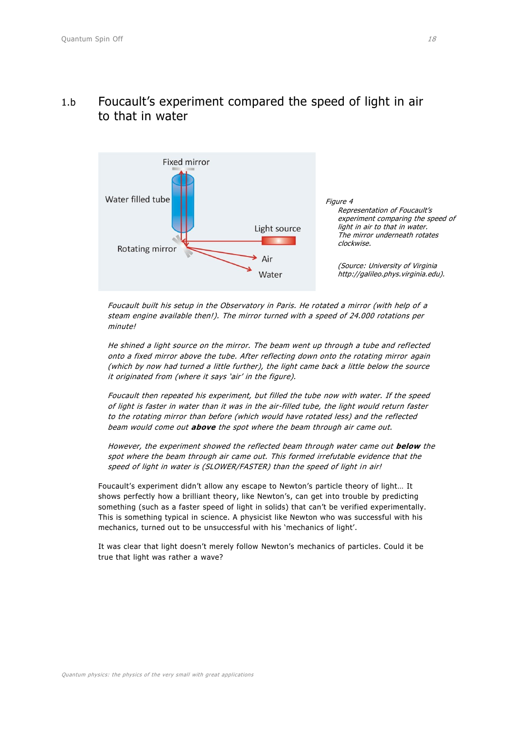## 1.b Foucault's experiment compared the speed of light in air to that in water

Fixed mirror

Water filled tube

Light source

Rotating mirror

Air

Water

*Figure 4*
*Representation of Foucault's experiment comparing the speed of light in air to that in water. The mirror underneath rotates clockwise.*

*(Source: University of Virginia http://galileo.phys.virginia.edu).*

*Foucault built his setup in the Observatory in Paris. He rotated a mirror (with help of a steam engine available then!). The mirror turned with a speed of 24.000 rotations per minute!*

*He shined a light source on the mirror. The beam went up through a tube and reflected onto a fixed mirror above the tube. After reflecting down onto the rotating mirror again (which by now had turned a little further), the light came back a little below the source it originated from (where it says 'air' in the figure).*

*Foucault then repeated his experiment, but filled the tube now with water. If the speed of light is faster in water than it was in the air-filled tube, the light would return faster to the rotating mirror than before (which would have rotated less) and the reflected beam would come out* ***above*** *the spot where the beam through air came out.*

*However, the experiment showed the reflected beam through water came out* ***below*** *the spot where the beam through air came out. This formed irrefutable evidence that the speed of light in water is (SLOWER/FASTER) than the speed of light in air!*

Foucault's experiment didn't allow any escape to Newton's particle theory of light… It shows perfectly how a brilliant theory, like Newton's, can get into trouble by predicting something (such as a faster speed of light in solids) that can't be verified experimentally. This is something typical in science. A physicist like Newton who was successful with his mechanics, turned out to be unsuccessful with his 'mechanics of light'.

It was clear that light doesn't merely follow Newton's mechanics of particles. Could it be true that light was rather a wave?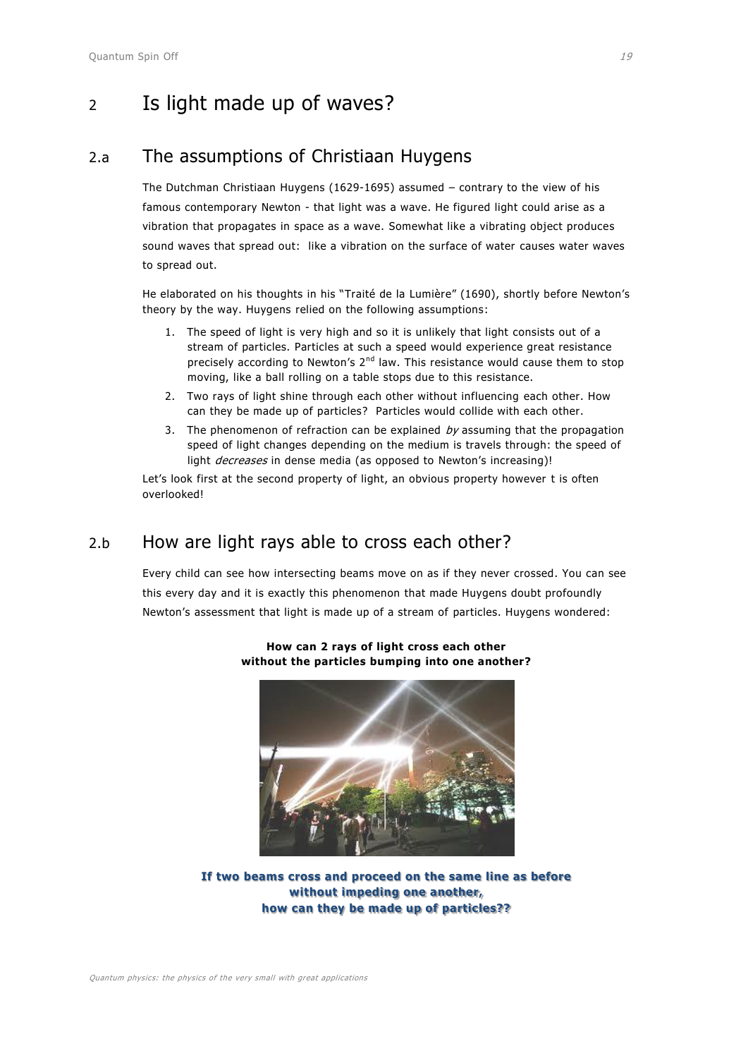# 2 Is light made up of waves?

## 2.a The assumptions of Christiaan Huygens

The Dutchman Christiaan Huygens (1629-1695) assumed – contrary to the view of his famous contemporary Newton - that light was a wave. He figured light could arise as a vibration that propagates in space as a wave. Somewhat like a vibrating object produces sound waves that spread out: like a vibration on the surface of water causes water waves to spread out.

He elaborated on his thoughts in his "Traité de la Lumière" (1690), shortly before Newton's theory by the way. Huygens relied on the following assumptions:

1. The speed of light is very high and so it is unlikely that light consists out of a stream of particles. Particles at such a speed would experience great resistance precisely according to Newton's $2^{nd}$ law. This resistance would cause them to stop moving, like a ball rolling on a table stops due to this resistance.
2. Two rays of light shine through each other without influencing each other. How can they be made up of particles? Particles would collide with each other.
3. The phenomenon of refraction can be explained *by* assuming that the propagation speed of light changes depending on the medium is travels through: the speed of light *decreases* in dense media (as opposed to Newton's increasing)!

Let's look first at the second property of light, an obvious property however t is often overlooked!

## 2.b How are light rays able to cross each other?

Every child can see how intersecting beams move on as if they never crossed. You can see this every day and it is exactly this phenomenon that made Huygens doubt profoundly Newton's assessment that light is made up of a stream of particles. Huygens wondered:

**How can 2 rays of light cross each other without the particles bumping into one another?**

**If two beams cross and proceed on the same line as before without impeding one another, how can they be made up of particles??**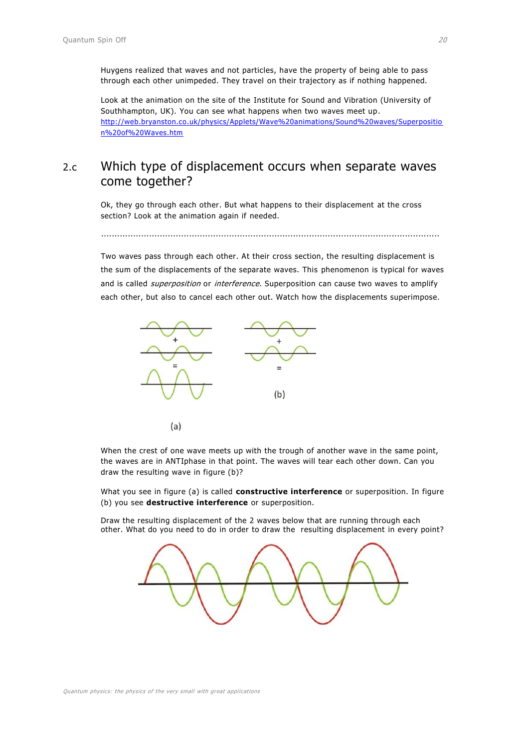Huygens realized that waves and not particles, have the property of being able to pass through each other unimpeded. They travel on their trajectory as if nothing happened.

Look at the animation on the site of the Institute for Sound and Vibration (University of Southhampton, UK). You can see what happens when two waves meet up.
http://web.bryanston.co.uk/physics/Applets/Wave%20animations/Sound%20waves/Superposition%20of%20Waves.htm

## 2.c Which type of displacement occurs when separate waves come together?

Ok, they go through each other. But what happens to their displacement at the cross section? Look at the animation again if needed.

.............................................................................................................................

Two waves pass through each other. At their cross section, the resulting displacement is the sum of the displacements of the separate waves. This phenomenon is typical for waves and is called *superposition* or *interference*. Superposition can cause two waves to amplify each other, but also to cancel each other out. Watch how the displacements superimpose.

(a)

(b)

When the crest of one wave meets up with the trough of another wave in the same point, the waves are in ANTIphase in that point. The waves will tear each other down. Can you draw the resulting wave in figure (b)?

What you see in figure (a) is called **constructive interference** or superposition. In figure (b) you see **destructive interference** or superposition.

Draw the resulting displacement of the 2 waves below that are running through each other. What do you need to do in order to draw the resulting displacement in every point?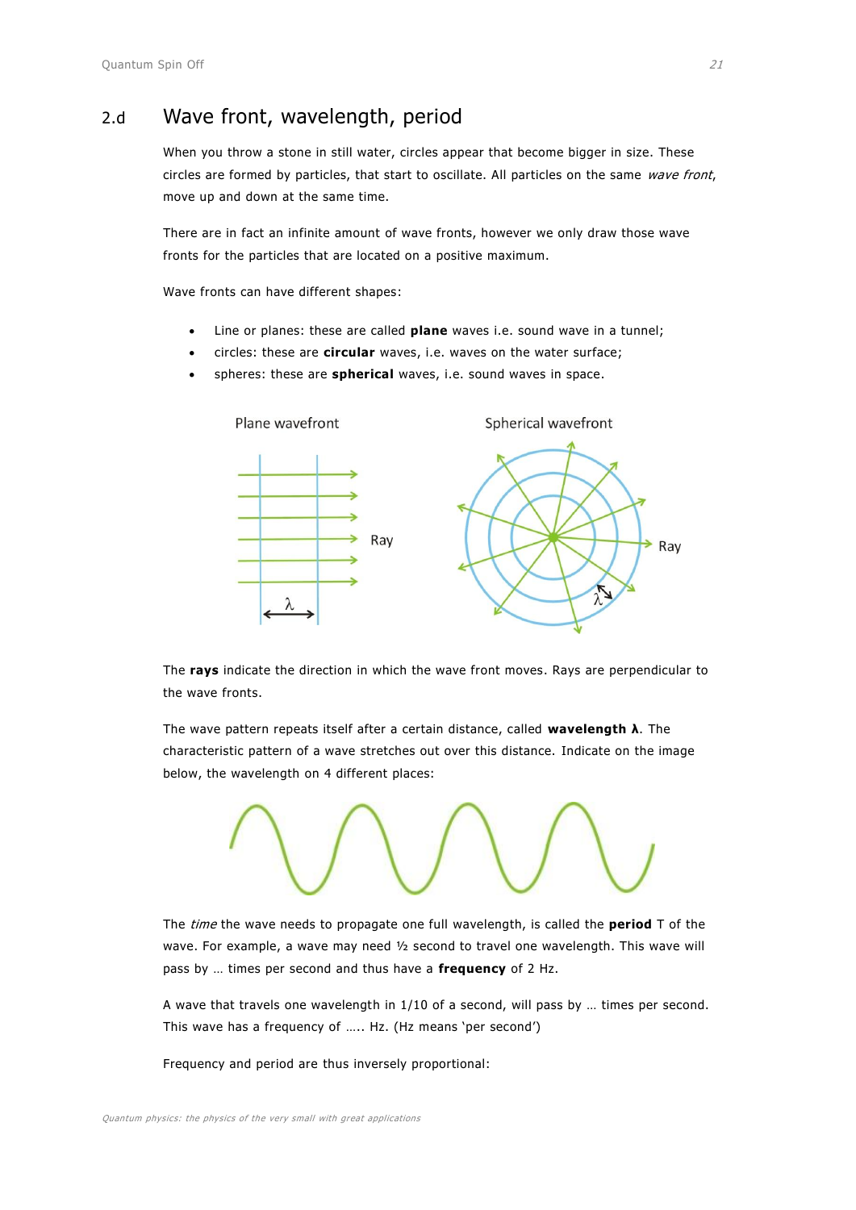## 2.d Wave front, wavelength, period

When you throw a stone in still water, circles appear that become bigger in size. These circles are formed by particles, that start to oscillate. All particles on the same *wave front*, move up and down at the same time.

There are in fact an infinite amount of wave fronts, however we only draw those wave fronts for the particles that are located on a positive maximum.

Wave fronts can have different shapes:

- Line or planes: these are called **plane** waves i.e. sound wave in a tunnel;
- circles: these are **circular** waves, i.e. waves on the water surface;
- spheres: these are **spherical** waves, i.e. sound waves in space.

The **rays** indicate the direction in which the wave front moves. Rays are perpendicular to the wave fronts.

The wave pattern repeats itself after a certain distance, called **wavelength λ**. The characteristic pattern of a wave stretches out over this distance. Indicate on the image below, the wavelength on 4 different places:

The *time* the wave needs to propagate one full wavelength, is called the **period** T of the wave. For example, a wave may need ½ second to travel one wavelength. This wave will pass by … times per second and thus have a **frequency** of 2 Hz.

A wave that travels one wavelength in 1/10 of a second, will pass by … times per second. This wave has a frequency of ….. Hz. (Hz means 'per second')

Frequency and period are thus inversely proportional: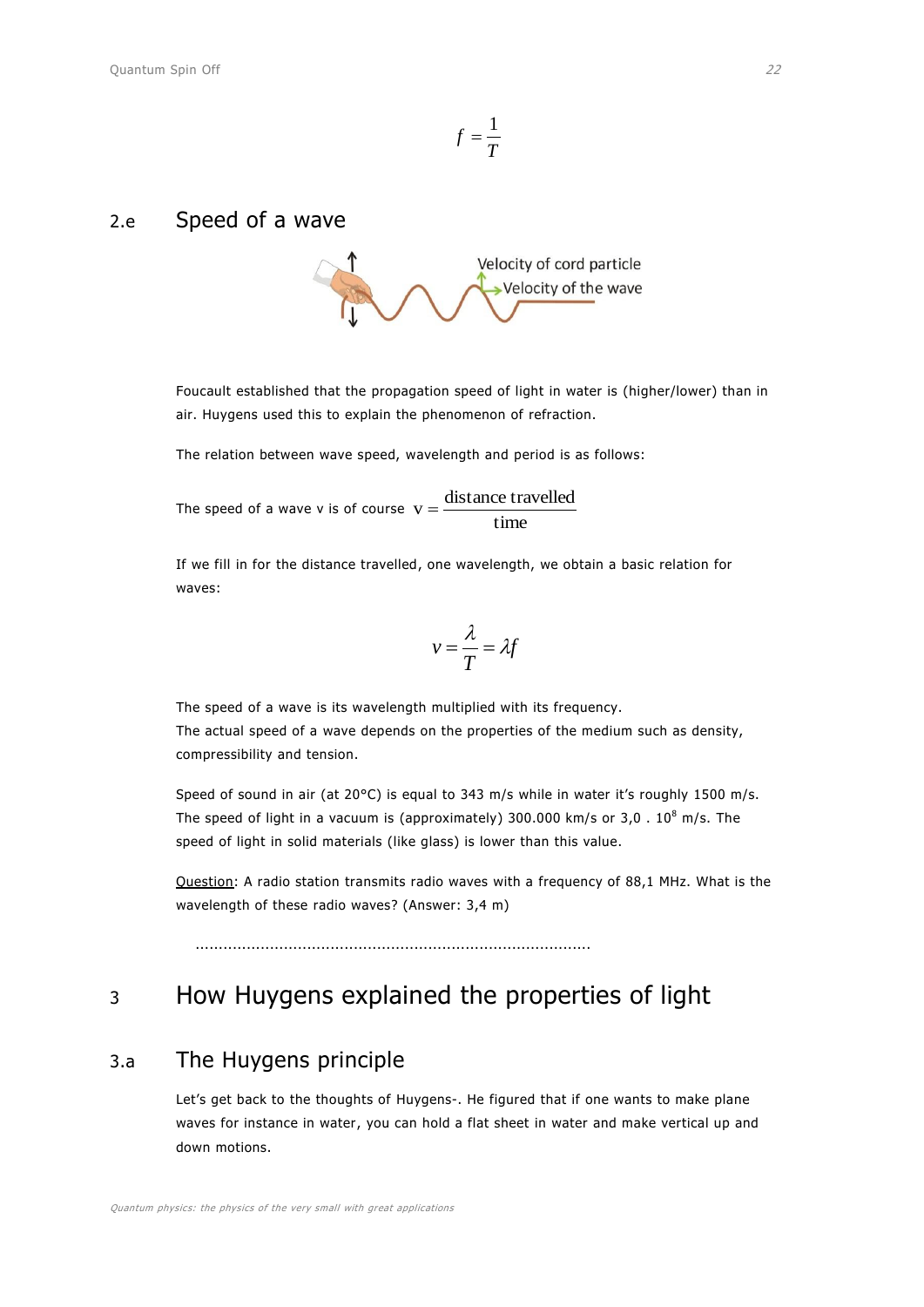$$f = \frac{1}{T}$$

## 2.e Speed of a wave

Velocity of cord particle

Velocity of the wave

Foucault established that the propagation speed of light in water is (higher/lower) than in air. Huygens used this to explain the phenomenon of refraction.

The relation between wave speed, wavelength and period is as follows:

The speed of a wave v is of course $\mathrm{v} = \dfrac{\text{distance travelled}}{\text{time}}$

If we fill in for the distance travelled, one wavelength, we obtain a basic relation for waves:

$$v = \frac{\lambda}{T} = \lambda f$$

The speed of a wave is its wavelength multiplied with its frequency.
The actual speed of a wave depends on the properties of the medium such as density, compressibility and tension.

Speed of sound in air (at 20°C) is equal to 343 m/s while in water it's roughly 1500 m/s. The speed of light in a vacuum is (approximately) 300.000 km/s or $3{,}0 \cdot 10^8$ m/s. The speed of light in solid materials (like glass) is lower than this value.

Question: A radio station transmits radio waves with a frequency of 88,1 MHz. What is the wavelength of these radio waves? (Answer: 3,4 m)

.....................................................................................

# 3 How Huygens explained the properties of light

## 3.a The Huygens principle

Let's get back to the thoughts of Huygens-. He figured that if one wants to make plane waves for instance in water, you can hold a flat sheet in water and make vertical up and down motions.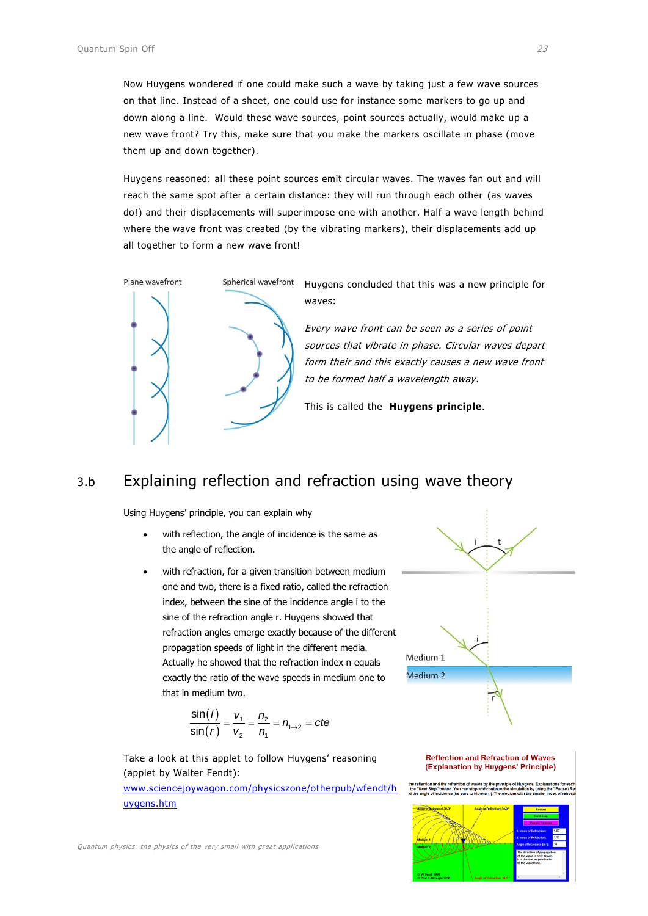Now Huygens wondered if one could make such a wave by taking just a few wave sources on that line. Instead of a sheet, one could use for instance some markers to go up and down along a line. Would these wave sources, point sources actually, would make up a new wave front? Try this, make sure that you make the markers oscillate in phase (move them up and down together).

Huygens reasoned: all these point sources emit circular waves. The waves fan out and will reach the same spot after a certain distance: they will run through each other (as waves do!) and their displacements will superimpose one with another. Half a wave length behind where the wave front was created (by the vibrating markers), their displacements add up all together to form a new wave front!

Plane wavefront

Spherical wavefront

Huygens concluded that this was a new principle for waves:

*Every wave front can be seen as a series of point sources that vibrate in phase. Circular waves depart form their and this exactly causes a new wave front to be formed half a wavelength away.*

This is called the **Huygens principle**.

## 3.b Explaining reflection and refraction using wave theory

Using Huygens' principle, you can explain why

- with reflection, the angle of incidence is the same as the angle of reflection.
- with refraction, for a given transition between medium one and two, there is a fixed ratio, called the refraction index, between the sine of the incidence angle i to the sine of the refraction angle r. Huygens showed that refraction angles emerge exactly because of the different propagation speeds of light in the different media. Actually he showed that the refraction index n equals exactly the ratio of the wave speeds in medium one to that in medium two.

$$\frac{\sin(i)}{\sin(r)} = \frac{v_1}{v_2} = \frac{n_2}{n_1} = n_{1\to 2} = cte$$

Medium 1

Medium 2

Take a look at this applet to follow Huygens' reasoning (applet by Walter Fendt):
[www.sciencejoywagon.com/physicszone/otherpub/wfendt/huygens.htm](www.sciencejoywagon.com/physicszone/otherpub/wfendt/huygens.htm)

Reflection and Refraction of Waves (Explanation by Huygens' Principle)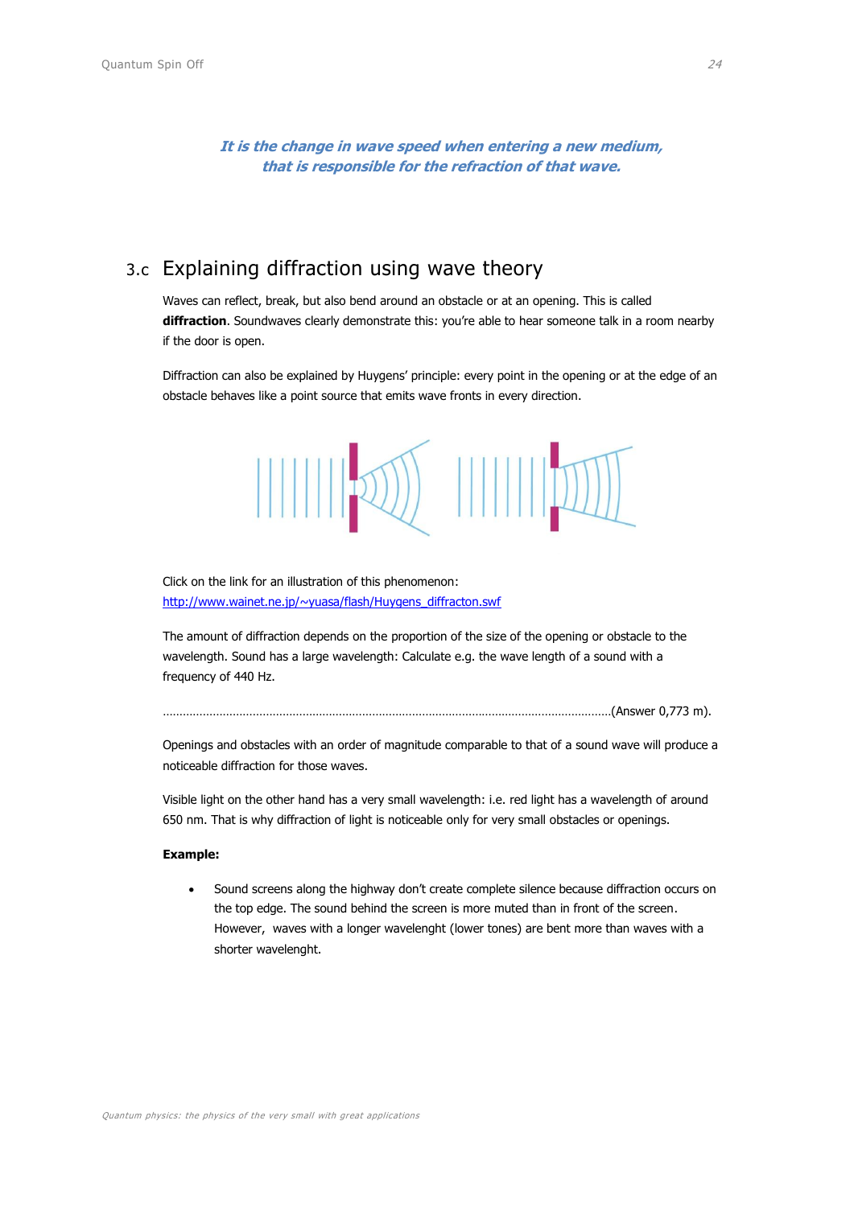***It is the change in wave speed when entering a new medium, that is responsible for the refraction of that wave.***

## 3.c Explaining diffraction using wave theory

Waves can reflect, break, but also bend around an obstacle or at an opening. This is called **diffraction**. Soundwaves clearly demonstrate this: you're able to hear someone talk in a room nearby if the door is open.

Diffraction can also be explained by Huygens' principle: every point in the opening or at the edge of an obstacle behaves like a point source that emits wave fronts in every direction.

Click on the link for an illustration of this phenomenon:
[http://www.wainet.ne.jp/~yuasa/flash/Huygens_diffracton.swf](http://www.wainet.ne.jp/~yuasa/flash/Huygens_diffracton.swf)

The amount of diffraction depends on the proportion of the size of the opening or obstacle to the wavelength. Sound has a large wavelength: Calculate e.g. the wave length of a sound with a frequency of 440 Hz.

…………………………………………………………………………………………………………………………(Answer 0,773 m).

Openings and obstacles with an order of magnitude comparable to that of a sound wave will produce a noticeable diffraction for those waves.

Visible light on the other hand has a very small wavelength: i.e. red light has a wavelength of around 650 nm. That is why diffraction of light is noticeable only for very small obstacles or openings.

**Example:**

- Sound screens along the highway don't create complete silence because diffraction occurs on the top edge. The sound behind the screen is more muted than in front of the screen. However, waves with a longer wavelenght (lower tones) are bent more than waves with a shorter wavelenght.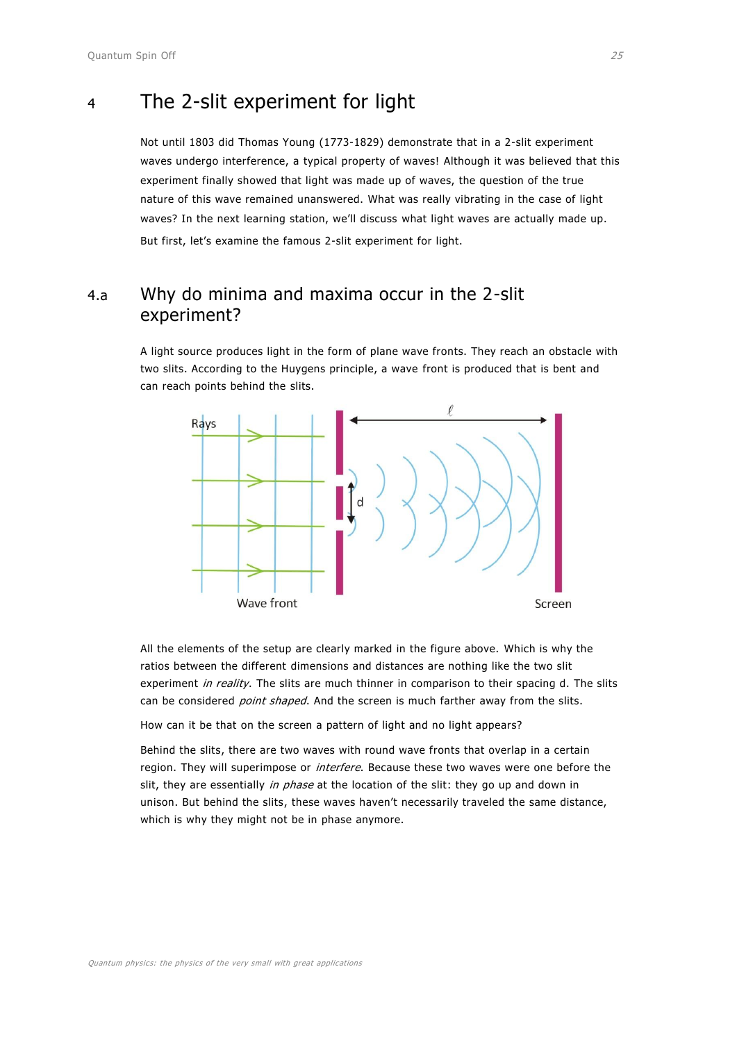# 4 The 2-slit experiment for light

Not until 1803 did Thomas Young (1773-1829) demonstrate that in a 2-slit experiment waves undergo interference, a typical property of waves! Although it was believed that this experiment finally showed that light was made up of waves, the question of the true nature of this wave remained unanswered. What was really vibrating in the case of light waves? In the next learning station, we'll discuss what light waves are actually made up. But first, let's examine the famous 2-slit experiment for light.

## 4.a Why do minima and maxima occur in the 2-slit experiment?

A light source produces light in the form of plane wave fronts. They reach an obstacle with two slits. According to the Huygens principle, a wave front is produced that is bent and can reach points behind the slits.

All the elements of the setup are clearly marked in the figure above. Which is why the ratios between the different dimensions and distances are nothing like the two slit experiment *in reality*. The slits are much thinner in comparison to their spacing d. The slits can be considered *point shaped*. And the screen is much farther away from the slits.

How can it be that on the screen a pattern of light and no light appears?

Behind the slits, there are two waves with round wave fronts that overlap in a certain region. They will superimpose or *interfere*. Because these two waves were one before the slit, they are essentially *in phase* at the location of the slit: they go up and down in unison. But behind the slits, these waves haven't necessarily traveled the same distance, which is why they might not be in phase anymore.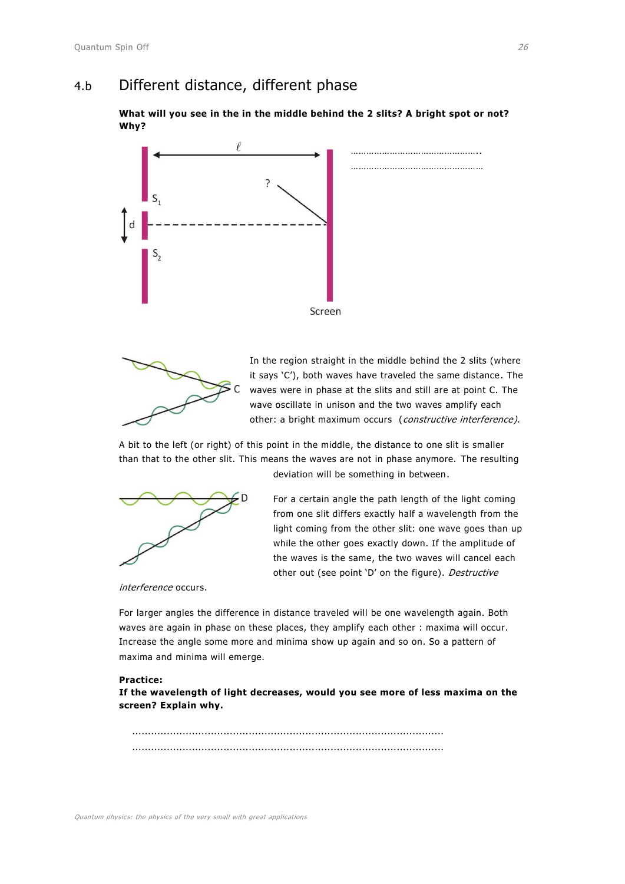## 4.b Different distance, different phase

**What will you see in the in the middle behind the 2 slits? A bright spot or not? Why?**

ℓ

?

$S_1$

d

$S_2$

Screen

……………………………………………..
……………………………………………

C

In the region straight in the middle behind the 2 slits (where it says 'C'), both waves have traveled the same distance. The waves were in phase at the slits and still are at point C. The wave oscillate in unison and the two waves amplify each other: a bright maximum occurs (*constructive interference)*.

A bit to the left (or right) of this point in the middle, the distance to one slit is smaller than that to the other slit. This means the waves are not in phase anymore. The resulting deviation will be something in between.

D

For a certain angle the path length of the light coming from one slit differs exactly half a wavelength from the light coming from the other slit: one wave goes than up while the other goes exactly down. If the amplitude of the waves is the same, the two waves will cancel each other out (see point 'D' on the figure). *Destructive interference* occurs.

For larger angles the difference in distance traveled will be one wavelength again. Both waves are again in phase on these places, they amplify each other : maxima will occur. Increase the angle some more and minima show up again and so on. So a pattern of maxima and minima will emerge.

**Practice:**
**If the wavelength of light decreases, would you see more of less maxima on the screen? Explain why.**

………………………………………………………………………………………
………………………………………………………………………………………